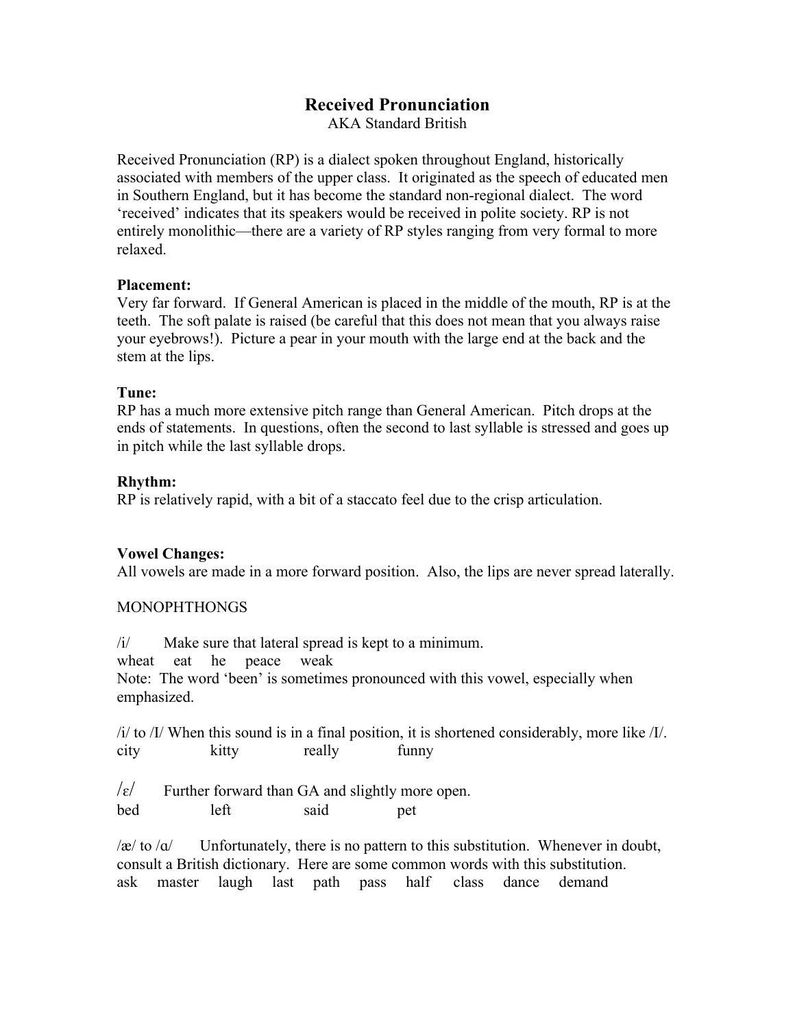# Received Pronunciation

AKA Standard British

Received Pronunciation (RP) is a dialect spoken throughout England, historically associated with members of the upper class. It originated as the speech of educated men in Southern England, but it has become the standard non-regional dialect. The word 'received' indicates that its speakers would be received in polite society. RP is not entirely monolithic—there are a variety of RP styles ranging from very formal to more relaxed.

**Placement:**
Very far forward. If General American is placed in the middle of the mouth, RP is at the teeth. The soft palate is raised (be careful that this does not mean that you always raise your eyebrows!). Picture a pear in your mouth with the large end at the back and the stem at the lips.

**Tune:**
RP has a much more extensive pitch range than General American. Pitch drops at the ends of statements. In questions, often the second to last syllable is stressed and goes up in pitch while the last syllable drops.

**Rhythm:**
RP is relatively rapid, with a bit of a staccato feel due to the crisp articulation.

**Vowel Changes:**
All vowels are made in a more forward position. Also, the lips are never spread laterally.

MONOPHTHONGS

/i/ Make sure that lateral spread is kept to a minimum.
wheat eat he peace weak
Note: The word 'been' is sometimes pronounced with this vowel, especially when emphasized.

/i/ to /I/ When this sound is in a final position, it is shortened considerably, more like /I/.
city kitty really funny

/ɛ/ Further forward than GA and slightly more open.
bed left said pet

/æ/ to /ɑ/ Unfortunately, there is no pattern to this substitution. Whenever in doubt, consult a British dictionary. Here are some common words with this substitution.
ask master laugh last path pass half class dance demand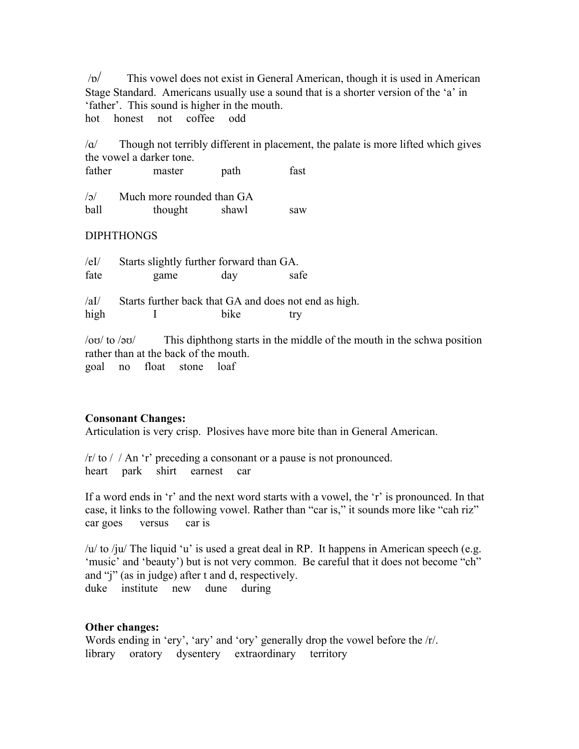/ɒ/ This vowel does not exist in General American, though it is used in American Stage Standard. Americans usually use a sound that is a shorter version of the 'a' in 'father'. This sound is higher in the mouth.
hot honest not coffee odd

/ɑ/ Though not terribly different in placement, the palate is more lifted which gives the vowel a darker tone.
father master path fast

/ɔ/ Much more rounded than GA
ball thought shawl saw

DIPHTHONGS

/eI/ Starts slightly further forward than GA.
fate game day safe

/aI/ Starts further back that GA and does not end as high.
high I bike try

/oʊ/ to /əʊ/ This diphthong starts in the middle of the mouth in the schwa position rather than at the back of the mouth.
goal no float stone loaf

**Consonant Changes:**
Articulation is very crisp. Plosives have more bite than in General American.

/r/ to / / An 'r' preceding a consonant or a pause is not pronounced.
heart park shirt earnest car

If a word ends in 'r' and the next word starts with a vowel, the 'r' is pronounced. In that case, it links to the following vowel. Rather than "car is," it sounds more like "cah riz"
car goes versus car is

/u/ to /ju/ The liquid 'u' is used a great deal in RP. It happens in American speech (e.g. 'music' and 'beauty') but is not very common. Be careful that it does not become "ch" and "j" (as in judge) after t and d, respectively.
duke institute new dune during

**Other changes:**
Words ending in 'ery', 'ary' and 'ory' generally drop the vowel before the /r/.
library oratory dysentery extraordinary territory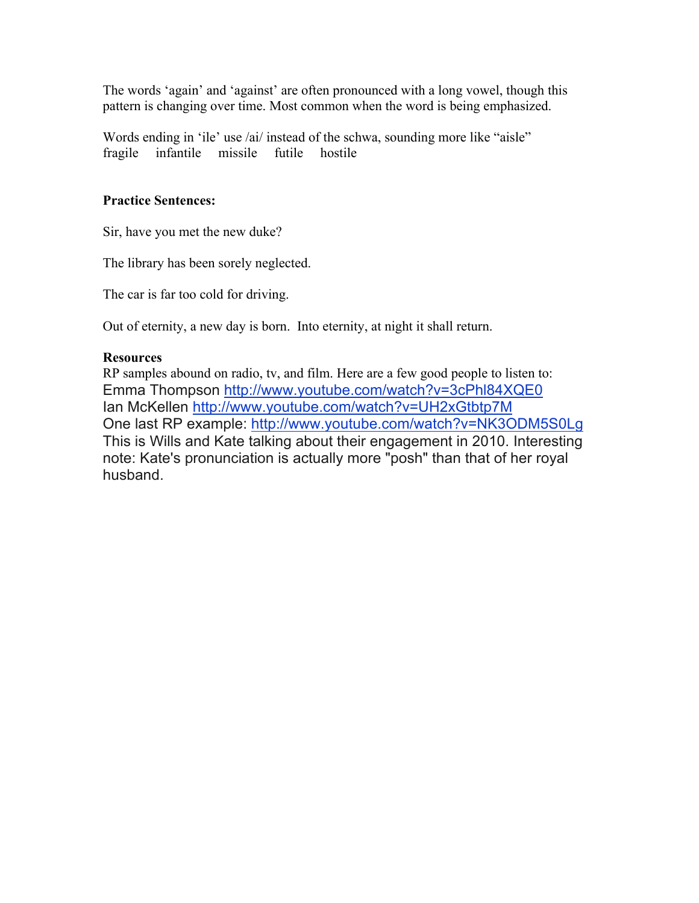The words 'again' and 'against' are often pronounced with a long vowel, though this pattern is changing over time. Most common when the word is being emphasized.

Words ending in 'ile' use /ai/ instead of the schwa, sounding more like "aisle"
fragile infantile missile futile hostile

**Practice Sentences:**

Sir, have you met the new duke?

The library has been sorely neglected.

The car is far too cold for driving.

Out of eternity, a new day is born. Into eternity, at night it shall return.

**Resources**

RP samples abound on radio, tv, and film. Here are a few good people to listen to:
Emma Thompson http://www.youtube.com/watch?v=3cPhl84XQE0
Ian McKellen http://www.youtube.com/watch?v=UH2xGtbtp7M
One last RP example: http://www.youtube.com/watch?v=NK3ODM5S0Lg
This is Wills and Kate talking about their engagement in 2010. Interesting note: Kate's pronunciation is actually more "posh" than that of her royal husband.